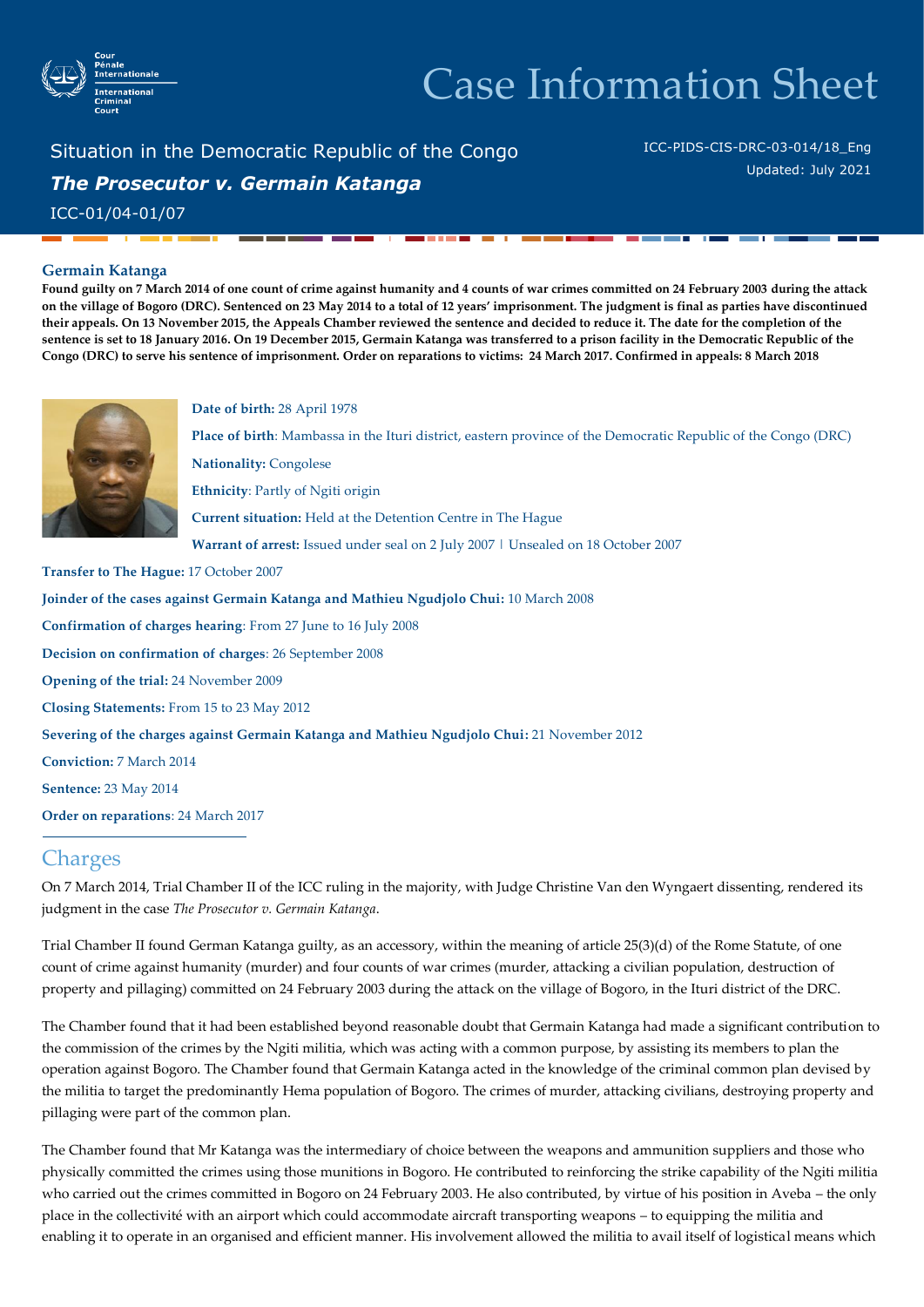# Case Information Sheet

Situation in the Democratic Republic of the Congo

***The Prosecutor v. Germain Katanga***

ICC-01/04-01/07

ICC-PIDS-CIS-DRC-03-014/18_Eng

Updated: July 2021

## Germain Katanga

**Found guilty on 7 March 2014 of one count of crime against humanity and 4 counts of war crimes committed on 24 February 2003 during the attack on the village of Bogoro (DRC). Sentenced on 23 May 2014 to a total of 12 years' imprisonment. The judgment is final as parties have discontinued their appeals. On 13 November 2015, the Appeals Chamber reviewed the sentence and decided to reduce it. The date for the completion of the sentence is set to 18 January 2016. On 19 December 2015, Germain Katanga was transferred to a prison facility in the Democratic Republic of the Congo (DRC) to serve his sentence of imprisonment. Order on reparations to victims: 24 March 2017. Confirmed in appeals: 8 March 2018**

**Date of birth:** 28 April 1978

**Place of birth**: Mambassa in the Ituri district, eastern province of the Democratic Republic of the Congo (DRC)

**Nationality:** Congolese

**Ethnicity**: Partly of Ngiti origin

**Current situation:** Held at the Detention Centre in The Hague

**Warrant of arrest:** Issued under seal on 2 July 2007 | Unsealed on 18 October 2007

**Transfer to The Hague:** 17 October 2007

**Joinder of the cases against Germain Katanga and Mathieu Ngudjolo Chui:** 10 March 2008

**Confirmation of charges hearing**: From 27 June to 16 July 2008

**Decision on confirmation of charges**: 26 September 2008

**Opening of the trial:** 24 November 2009

**Closing Statements:** From 15 to 23 May 2012

**Severing of the charges against Germain Katanga and Mathieu Ngudjolo Chui:** 21 November 2012

**Conviction:** 7 March 2014

**Sentence:** 23 May 2014

**Order on reparations**: 24 March 2017

## Charges

On 7 March 2014, Trial Chamber II of the ICC ruling in the majority, with Judge Christine Van den Wyngaert dissenting, rendered its judgment in the case *The Prosecutor v. Germain Katanga*.

Trial Chamber II found German Katanga guilty, as an accessory, within the meaning of article 25(3)(d) of the Rome Statute, of one count of crime against humanity (murder) and four counts of war crimes (murder, attacking a civilian population, destruction of property and pillaging) committed on 24 February 2003 during the attack on the village of Bogoro, in the Ituri district of the DRC.

The Chamber found that it had been established beyond reasonable doubt that Germain Katanga had made a significant contribution to the commission of the crimes by the Ngiti militia, which was acting with a common purpose, by assisting its members to plan the operation against Bogoro. The Chamber found that Germain Katanga acted in the knowledge of the criminal common plan devised by the militia to target the predominantly Hema population of Bogoro. The crimes of murder, attacking civilians, destroying property and pillaging were part of the common plan.

The Chamber found that Mr Katanga was the intermediary of choice between the weapons and ammunition suppliers and those who physically committed the crimes using those munitions in Bogoro. He contributed to reinforcing the strike capability of the Ngiti militia who carried out the crimes committed in Bogoro on 24 February 2003. He also contributed, by virtue of his position in Aveba – the only place in the collectivité with an airport which could accommodate aircraft transporting weapons – to equipping the militia and enabling it to operate in an organised and efficient manner. His involvement allowed the militia to avail itself of logistical means which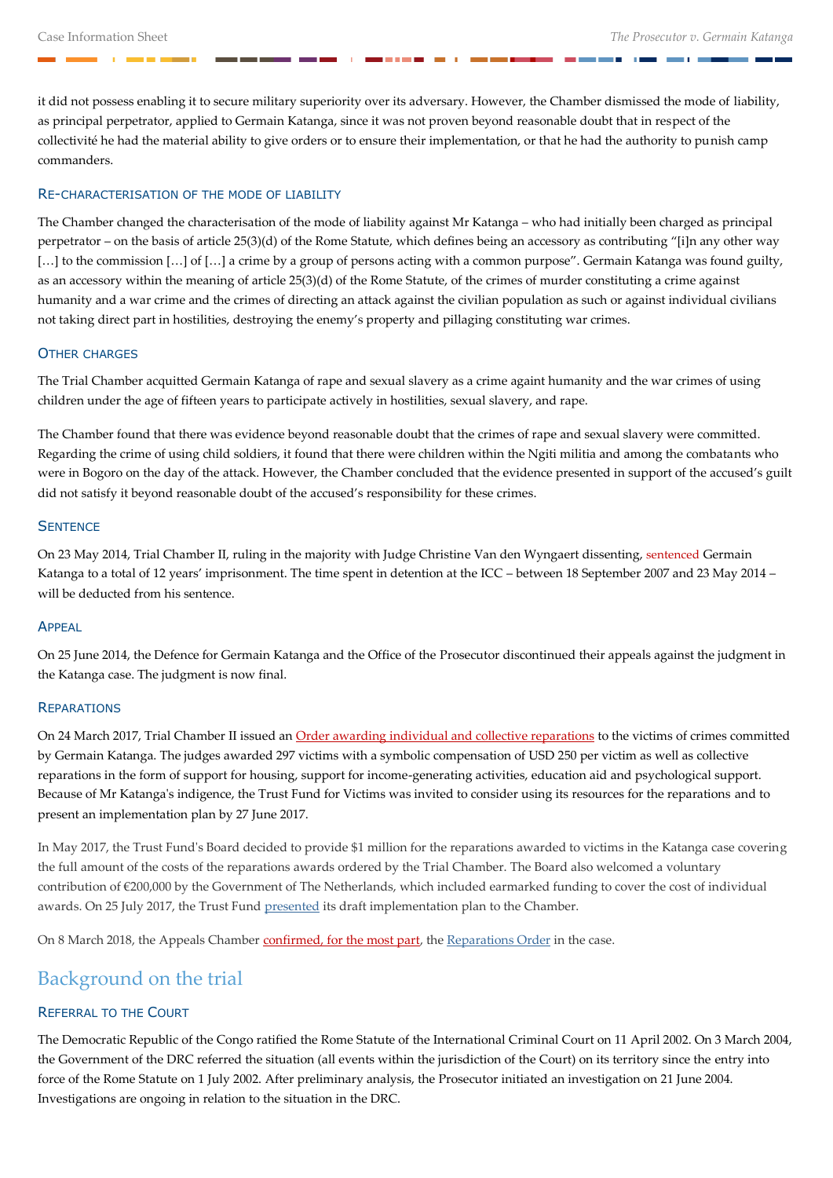it did not possess enabling it to secure military superiority over its adversary. However, the Chamber dismissed the mode of liability, as principal perpetrator, applied to Germain Katanga, since it was not proven beyond reasonable doubt that in respect of the collectivité he had the material ability to give orders or to ensure their implementation, or that he had the authority to punish camp commanders.

### Re-characterisation of the mode of liability

The Chamber changed the characterisation of the mode of liability against Mr Katanga – who had initially been charged as principal perpetrator – on the basis of article 25(3)(d) of the Rome Statute, which defines being an accessory as contributing "[i]n any other way […] to the commission […] of […] a crime by a group of persons acting with a common purpose". Germain Katanga was found guilty, as an accessory within the meaning of article 25(3)(d) of the Rome Statute, of the crimes of murder constituting a crime against humanity and a war crime and the crimes of directing an attack against the civilian population as such or against individual civilians not taking direct part in hostilities, destroying the enemy's property and pillaging constituting war crimes.

### Other charges

The Trial Chamber acquitted Germain Katanga of rape and sexual slavery as a crime againt humanity and the war crimes of using children under the age of fifteen years to participate actively in hostilities, sexual slavery, and rape.

The Chamber found that there was evidence beyond reasonable doubt that the crimes of rape and sexual slavery were committed. Regarding the crime of using child soldiers, it found that there were children within the Ngiti militia and among the combatants who were in Bogoro on the day of the attack. However, the Chamber concluded that the evidence presented in support of the accused's guilt did not satisfy it beyond reasonable doubt of the accused's responsibility for these crimes.

### Sentence

On 23 May 2014, Trial Chamber II, ruling in the majority with Judge Christine Van den Wyngaert dissenting, sentenced Germain Katanga to a total of 12 years' imprisonment. The time spent in detention at the ICC – between 18 September 2007 and 23 May 2014 – will be deducted from his sentence.

### Appeal

On 25 June 2014, the Defence for Germain Katanga and the Office of the Prosecutor discontinued their appeals against the judgment in the Katanga case. The judgment is now final.

### Reparations

On 24 March 2017, Trial Chamber II issued an Order awarding individual and collective reparations to the victims of crimes committed by Germain Katanga. The judges awarded 297 victims with a symbolic compensation of USD 250 per victim as well as collective reparations in the form of support for housing, support for income-generating activities, education aid and psychological support. Because of Mr Katanga's indigence, the Trust Fund for Victims was invited to consider using its resources for the reparations and to present an implementation plan by 27 June 2017.

In May 2017, the Trust Fund's Board decided to provide $1 million for the reparations awarded to victims in the Katanga case covering the full amount of the costs of the reparations awards ordered by the Trial Chamber. The Board also welcomed a voluntary contribution of €200,000 by the Government of The Netherlands, which included earmarked funding to cover the cost of individual awards. On 25 July 2017, the Trust Fund presented its draft implementation plan to the Chamber.

On 8 March 2018, the Appeals Chamber confirmed, for the most part, the Reparations Order in the case.

## Background on the trial

### Referral to the Court

The Democratic Republic of the Congo ratified the Rome Statute of the International Criminal Court on 11 April 2002. On 3 March 2004, the Government of the DRC referred the situation (all events within the jurisdiction of the Court) on its territory since the entry into force of the Rome Statute on 1 July 2002. After preliminary analysis, the Prosecutor initiated an investigation on 21 June 2004. Investigations are ongoing in relation to the situation in the DRC.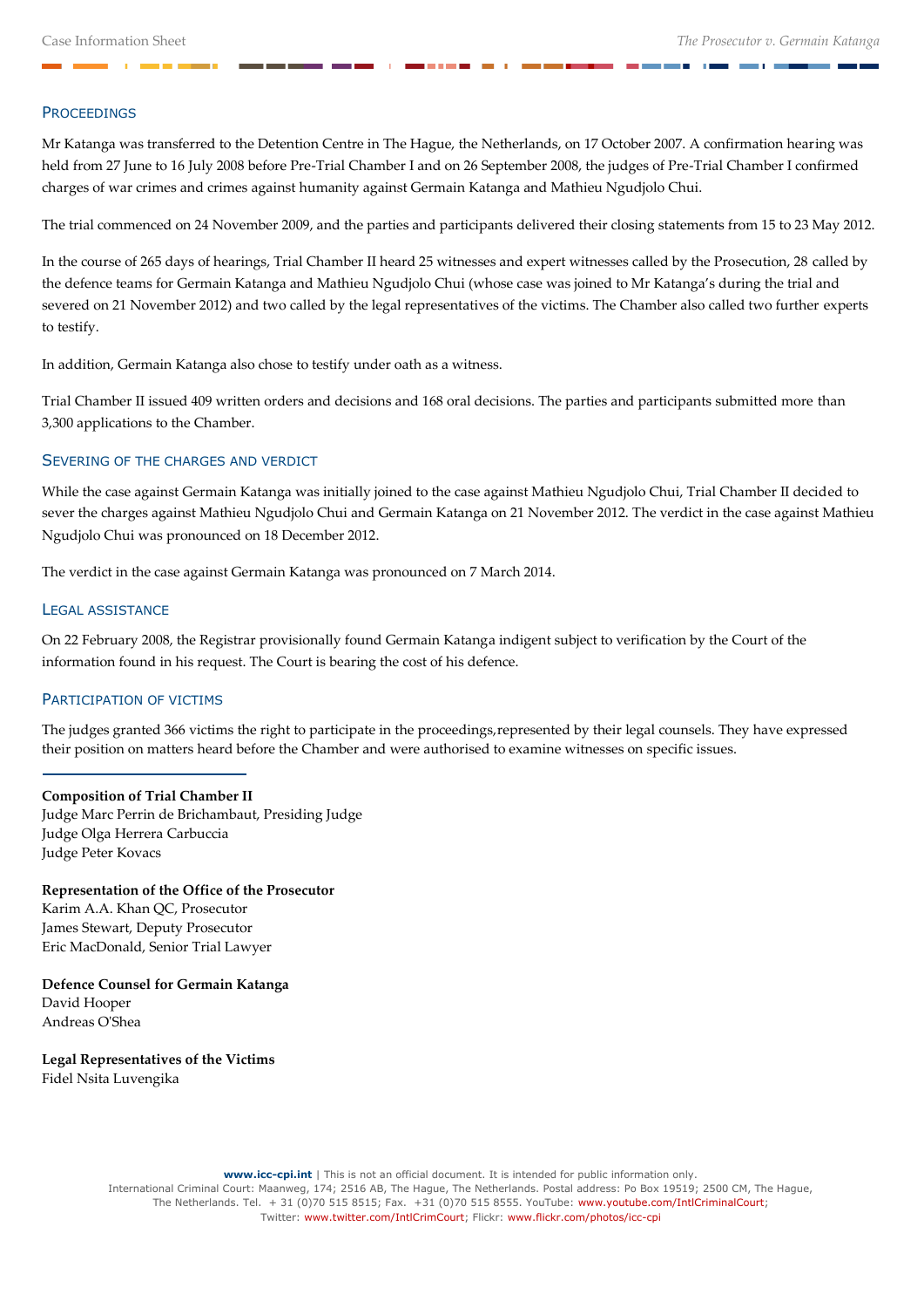## Proceedings

Mr Katanga was transferred to the Detention Centre in The Hague, the Netherlands, on 17 October 2007. A confirmation hearing was held from 27 June to 16 July 2008 before Pre-Trial Chamber I and on 26 September 2008, the judges of Pre-Trial Chamber I confirmed charges of war crimes and crimes against humanity against Germain Katanga and Mathieu Ngudjolo Chui.

The trial commenced on 24 November 2009, and the parties and participants delivered their closing statements from 15 to 23 May 2012.

In the course of 265 days of hearings, Trial Chamber II heard 25 witnesses and expert witnesses called by the Prosecution, 28 called by the defence teams for Germain Katanga and Mathieu Ngudjolo Chui (whose case was joined to Mr Katanga's during the trial and severed on 21 November 2012) and two called by the legal representatives of the victims. The Chamber also called two further experts to testify.

In addition, Germain Katanga also chose to testify under oath as a witness.

Trial Chamber II issued 409 written orders and decisions and 168 oral decisions. The parties and participants submitted more than 3,300 applications to the Chamber.

## Severing of the charges and verdict

While the case against Germain Katanga was initially joined to the case against Mathieu Ngudjolo Chui, Trial Chamber II decided to sever the charges against Mathieu Ngudjolo Chui and Germain Katanga on 21 November 2012. The verdict in the case against Mathieu Ngudjolo Chui was pronounced on 18 December 2012.

The verdict in the case against Germain Katanga was pronounced on 7 March 2014.

## Legal assistance

On 22 February 2008, the Registrar provisionally found Germain Katanga indigent subject to verification by the Court of the information found in his request. The Court is bearing the cost of his defence.

## Participation of victims

The judges granted 366 victims the right to participate in the proceedings,represented by their legal counsels. They have expressed their position on matters heard before the Chamber and were authorised to examine witnesses on specific issues.

---

**Composition of Trial Chamber II**
Judge Marc Perrin de Brichambaut, Presiding Judge
Judge Olga Herrera Carbuccia
Judge Peter Kovacs

**Representation of the Office of the Prosecutor**
Karim A.A. Khan QC, Prosecutor
James Stewart, Deputy Prosecutor
Eric MacDonald, Senior Trial Lawyer

**Defence Counsel for Germain Katanga**
David Hooper
Andreas O'Shea

**Legal Representatives of the Victims**
Fidel Nsita Luvengika

**www.icc-cpi.int** | This is not an official document. It is intended for public information only.
International Criminal Court: Maanweg, 174; 2516 AB, The Hague, The Netherlands. Postal address: Po Box 19519; 2500 CM, The Hague, The Netherlands. Tel. + 31 (0)70 515 8515; Fax. +31 (0)70 515 8555. YouTube: www.youtube.com/IntlCriminalCourt; Twitter: www.twitter.com/IntlCrimCourt; Flickr: www.flickr.com/photos/icc-cpi